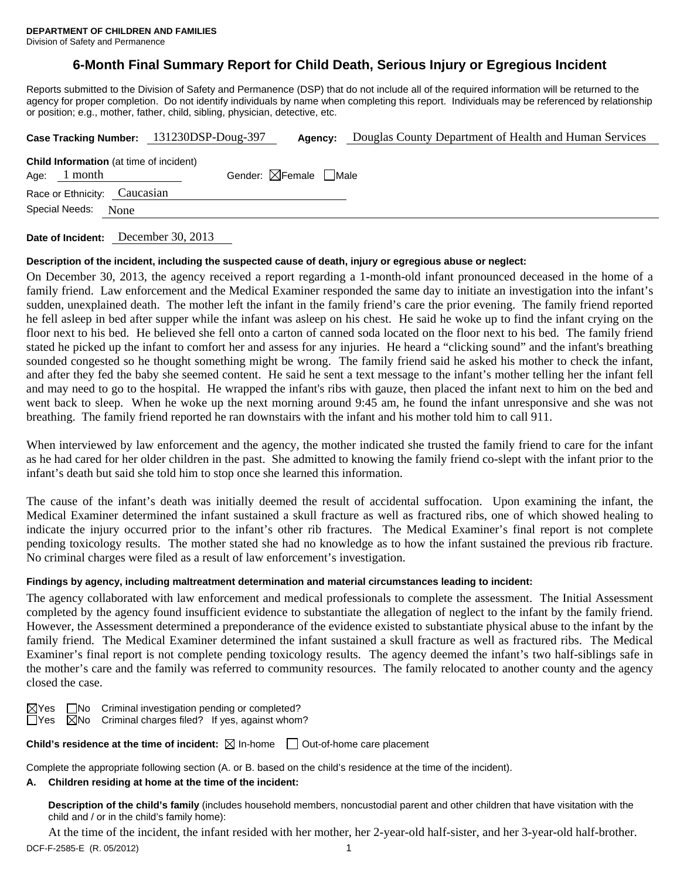**DEPARTMENT OF CHILDREN AND FAMILIES**
Division of Safety and Permanence

# 6-Month Final Summary Report for Child Death, Serious Injury or Egregious Incident

Reports submitted to the Division of Safety and Permanence (DSP) that do not include all of the required information will be returned to the agency for proper completion. Do not identify individuals by name when completing this report. Individuals may be referenced by relationship or position; e.g., mother, father, child, sibling, physician, detective, etc.

**Case Tracking Number:** 131230DSP-Doug-397 **Agency:** Douglas County Department of Health and Human Services

**Child Information** (at time of incident)
Age: 1 month Gender: ☒Female ☐Male
Race or Ethnicity: Caucasian
Special Needs: None

**Date of Incident:** December 30, 2013

**Description of the incident, including the suspected cause of death, injury or egregious abuse or neglect:**

On December 30, 2013, the agency received a report regarding a 1-month-old infant pronounced deceased in the home of a family friend. Law enforcement and the Medical Examiner responded the same day to initiate an investigation into the infant's sudden, unexplained death. The mother left the infant in the family friend's care the prior evening. The family friend reported he fell asleep in bed after supper while the infant was asleep on his chest. He said he woke up to find the infant crying on the floor next to his bed. He believed she fell onto a carton of canned soda located on the floor next to his bed. The family friend stated he picked up the infant to comfort her and assess for any injuries. He heard a "clicking sound" and the infant's breathing sounded congested so he thought something might be wrong. The family friend said he asked his mother to check the infant, and after they fed the baby she seemed content. He said he sent a text message to the infant's mother telling her the infant fell and may need to go to the hospital. He wrapped the infant's ribs with gauze, then placed the infant next to him on the bed and went back to sleep. When he woke up the next morning around 9:45 am, he found the infant unresponsive and she was not breathing. The family friend reported he ran downstairs with the infant and his mother told him to call 911.

When interviewed by law enforcement and the agency, the mother indicated she trusted the family friend to care for the infant as he had cared for her older children in the past. She admitted to knowing the family friend co-slept with the infant prior to the infant's death but said she told him to stop once she learned this information.

The cause of the infant's death was initially deemed the result of accidental suffocation. Upon examining the infant, the Medical Examiner determined the infant sustained a skull fracture as well as fractured ribs, one of which showed healing to indicate the injury occurred prior to the infant's other rib fractures. The Medical Examiner's final report is not complete pending toxicology results. The mother stated she had no knowledge as to how the infant sustained the previous rib fracture. No criminal charges were filed as a result of law enforcement's investigation.

**Findings by agency, including maltreatment determination and material circumstances leading to incident:**

The agency collaborated with law enforcement and medical professionals to complete the assessment. The Initial Assessment completed by the agency found insufficient evidence to substantiate the allegation of neglect to the infant by the family friend. However, the Assessment determined a preponderance of the evidence existed to substantiate physical abuse to the infant by the family friend. The Medical Examiner determined the infant sustained a skull fracture as well as fractured ribs. The Medical Examiner's final report is not complete pending toxicology results. The agency deemed the infant's two half-siblings safe in the mother's care and the family was referred to community resources. The family relocated to another county and the agency closed the case.

☒Yes ☐No Criminal investigation pending or completed?
☐Yes ☒No Criminal charges filed? If yes, against whom?

**Child's residence at the time of incident:** ☒ In-home ☐ Out-of-home care placement

Complete the appropriate following section (A. or B. based on the child's residence at the time of the incident).

**A. Children residing at home at the time of the incident:**

**Description of the child's family** (includes household members, noncustodial parent and other children that have visitation with the child and / or in the child's family home):

At the time of the incident, the infant resided with her mother, her 2-year-old half-sister, and her 3-year-old half-brother.

DCF-F-2585-E (R. 05/2012)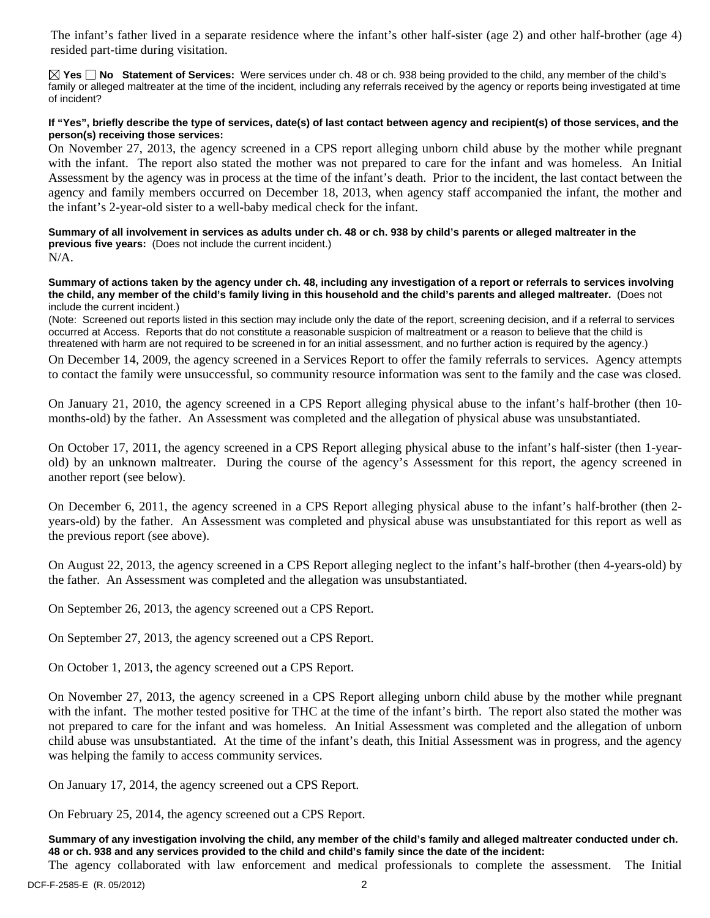The infant's father lived in a separate residence where the infant's other half-sister (age 2) and other half-brother (age 4) resided part-time during visitation.

☒ Yes ☐ No **Statement of Services:** Were services under ch. 48 or ch. 938 being provided to the child, any member of the child's family or alleged maltreater at the time of the incident, including any referrals received by the agency or reports being investigated at time of incident?

**If "Yes", briefly describe the type of services, date(s) of last contact between agency and recipient(s) of those services, and the person(s) receiving those services:**

On November 27, 2013, the agency screened in a CPS report alleging unborn child abuse by the mother while pregnant with the infant. The report also stated the mother was not prepared to care for the infant and was homeless. An Initial Assessment by the agency was in process at the time of the infant's death. Prior to the incident, the last contact between the agency and family members occurred on December 18, 2013, when agency staff accompanied the infant, the mother and the infant's 2-year-old sister to a well-baby medical check for the infant.

**Summary of all involvement in services as adults under ch. 48 or ch. 938 by child's parents or alleged maltreater in the previous five years:** (Does not include the current incident.)

N/A.

**Summary of actions taken by the agency under ch. 48, including any investigation of a report or referrals to services involving the child, any member of the child's family living in this household and the child's parents and alleged maltreater.** (Does not include the current incident.)

(Note: Screened out reports listed in this section may include only the date of the report, screening decision, and if a referral to services occurred at Access. Reports that do not constitute a reasonable suspicion of maltreatment or a reason to believe that the child is threatened with harm are not required to be screened in for an initial assessment, and no further action is required by the agency.)

On December 14, 2009, the agency screened in a Services Report to offer the family referrals to services. Agency attempts to contact the family were unsuccessful, so community resource information was sent to the family and the case was closed.

On January 21, 2010, the agency screened in a CPS Report alleging physical abuse to the infant's half-brother (then 10-months-old) by the father. An Assessment was completed and the allegation of physical abuse was unsubstantiated.

On October 17, 2011, the agency screened in a CPS Report alleging physical abuse to the infant's half-sister (then 1-year-old) by an unknown maltreater. During the course of the agency's Assessment for this report, the agency screened in another report (see below).

On December 6, 2011, the agency screened in a CPS Report alleging physical abuse to the infant's half-brother (then 2-years-old) by the father. An Assessment was completed and physical abuse was unsubstantiated for this report as well as the previous report (see above).

On August 22, 2013, the agency screened in a CPS Report alleging neglect to the infant's half-brother (then 4-years-old) by the father. An Assessment was completed and the allegation was unsubstantiated.

On September 26, 2013, the agency screened out a CPS Report.

On September 27, 2013, the agency screened out a CPS Report.

On October 1, 2013, the agency screened out a CPS Report.

On November 27, 2013, the agency screened in a CPS Report alleging unborn child abuse by the mother while pregnant with the infant. The mother tested positive for THC at the time of the infant's birth. The report also stated the mother was not prepared to care for the infant and was homeless. An Initial Assessment was completed and the allegation of unborn child abuse was unsubstantiated. At the time of the infant's death, this Initial Assessment was in progress, and the agency was helping the family to access community services.

On January 17, 2014, the agency screened out a CPS Report.

On February 25, 2014, the agency screened out a CPS Report.

**Summary of any investigation involving the child, any member of the child's family and alleged maltreater conducted under ch. 48 or ch. 938 and any services provided to the child and child's family since the date of the incident:**

The agency collaborated with law enforcement and medical professionals to complete the assessment. The Initial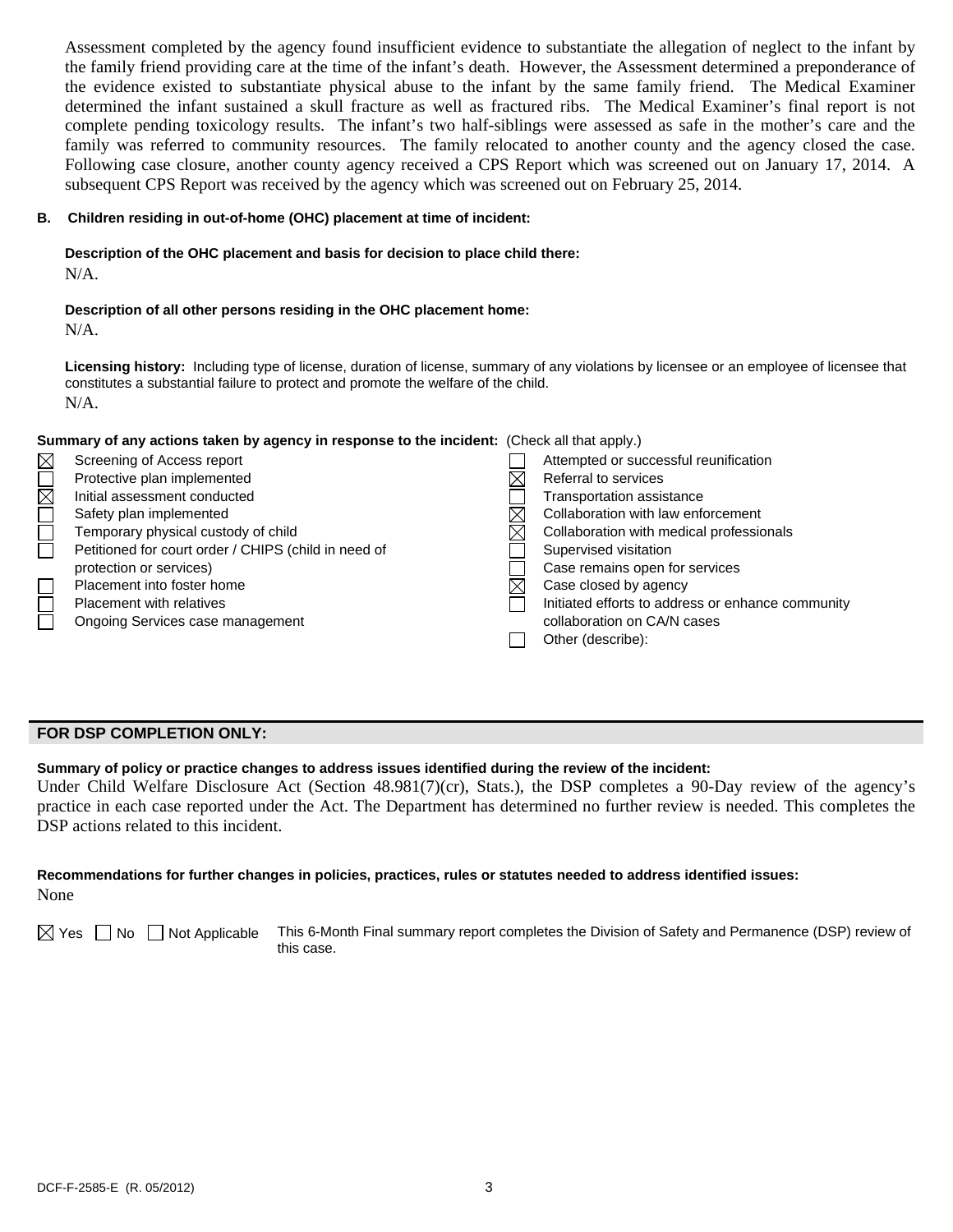Assessment completed by the agency found insufficient evidence to substantiate the allegation of neglect to the infant by the family friend providing care at the time of the infant's death. However, the Assessment determined a preponderance of the evidence existed to substantiate physical abuse to the infant by the same family friend. The Medical Examiner determined the infant sustained a skull fracture as well as fractured ribs. The Medical Examiner's final report is not complete pending toxicology results. The infant's two half-siblings were assessed as safe in the mother's care and the family was referred to community resources. The family relocated to another county and the agency closed the case. Following case closure, another county agency received a CPS Report which was screened out on January 17, 2014. A subsequent CPS Report was received by the agency which was screened out on February 25, 2014.

**B. Children residing in out-of-home (OHC) placement at time of incident:**

**Description of the OHC placement and basis for decision to place child there:**

N/A.

**Description of all other persons residing in the OHC placement home:**

N/A.

**Licensing history:** Including type of license, duration of license, summary of any violations by licensee or an employee of licensee that constitutes a substantial failure to protect and promote the welfare of the child.

N/A.

**Summary of any actions taken by agency in response to the incident:** (Check all that apply.)

- ☒ Screening of Access report
- ☐ Protective plan implemented
- ☒ Initial assessment conducted
- ☐ Safety plan implemented
- ☐ Temporary physical custody of child
- ☐ Petitioned for court order / CHIPS (child in need of protection or services)
- ☐ Placement into foster home
- ☐ Placement with relatives
- ☐ Ongoing Services case management
- ☐ Attempted or successful reunification
- ☒ Referral to services
- ☐ Transportation assistance
- ☒ Collaboration with law enforcement
- ☒ Collaboration with medical professionals
- ☐ Supervised visitation
- ☐ Case remains open for services
- ☒ Case closed by agency
- ☐ Initiated efforts to address or enhance community collaboration on CA/N cases
- ☐ Other (describe):

## FOR DSP COMPLETION ONLY:

**Summary of policy or practice changes to address issues identified during the review of the incident:**

Under Child Welfare Disclosure Act (Section 48.981(7)(cr), Stats.), the DSP completes a 90-Day review of the agency's practice in each case reported under the Act. The Department has determined no further review is needed. This completes the DSP actions related to this incident.

**Recommendations for further changes in policies, practices, rules or statutes needed to address identified issues:**

None

☒ Yes ☐ No ☐ Not Applicable This 6-Month Final summary report completes the Division of Safety and Permanence (DSP) review of this case.

DCF-F-2585-E (R. 05/2012)